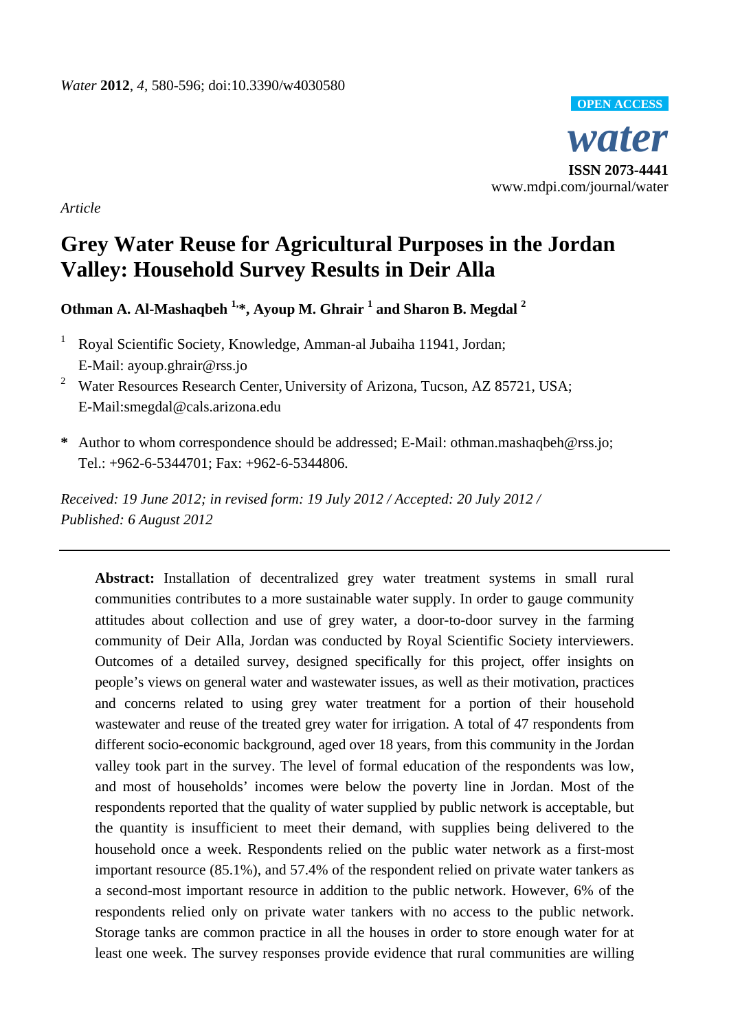*Water* **2012**, *4*, 580-596; doi:10.3390/w4030580

OPEN ACCESS

***water***

**ISSN 2073-4441**

www.mdpi.com/journal/water

*Article*

# Grey Water Reuse for Agricultural Purposes in the Jordan Valley: Household Survey Results in Deir Alla

**Othman A. Al-Mashaqbeh [1,*], Ayoup M. Ghrair [1] and Sharon B. Megdal [2]**

[1] Royal Scientific Society, Knowledge, Amman-al Jubaiha 11941, Jordan; E-Mail: ayoup.ghrair@rss.jo

[2] Water Resources Research Center, University of Arizona, Tucson, AZ 85721, USA; E-Mail:smegdal@cals.arizona.edu

**\*** Author to whom correspondence should be addressed; E-Mail: othman.mashaqbeh@rss.jo; Tel.: +962-6-5344701; Fax: +962-6-5344806.

*Received: 19 June 2012; in revised form: 19 July 2012 / Accepted: 20 July 2012 / Published: 6 August 2012*

---

**Abstract:** Installation of decentralized grey water treatment systems in small rural communities contributes to a more sustainable water supply. In order to gauge community attitudes about collection and use of grey water, a door-to-door survey in the farming community of Deir Alla, Jordan was conducted by Royal Scientific Society interviewers. Outcomes of a detailed survey, designed specifically for this project, offer insights on people's views on general water and wastewater issues, as well as their motivation, practices and concerns related to using grey water treatment for a portion of their household wastewater and reuse of the treated grey water for irrigation. A total of 47 respondents from different socio-economic background, aged over 18 years, from this community in the Jordan valley took part in the survey. The level of formal education of the respondents was low, and most of households' incomes were below the poverty line in Jordan. Most of the respondents reported that the quality of water supplied by public network is acceptable, but the quantity is insufficient to meet their demand, with supplies being delivered to the household once a week. Respondents relied on the public water network as a first-most important resource (85.1%), and 57.4% of the respondent relied on private water tankers as a second-most important resource in addition to the public network. However, 6% of the respondents relied only on private water tankers with no access to the public network. Storage tanks are common practice in all the houses in order to store enough water for at least one week. The survey responses provide evidence that rural communities are willing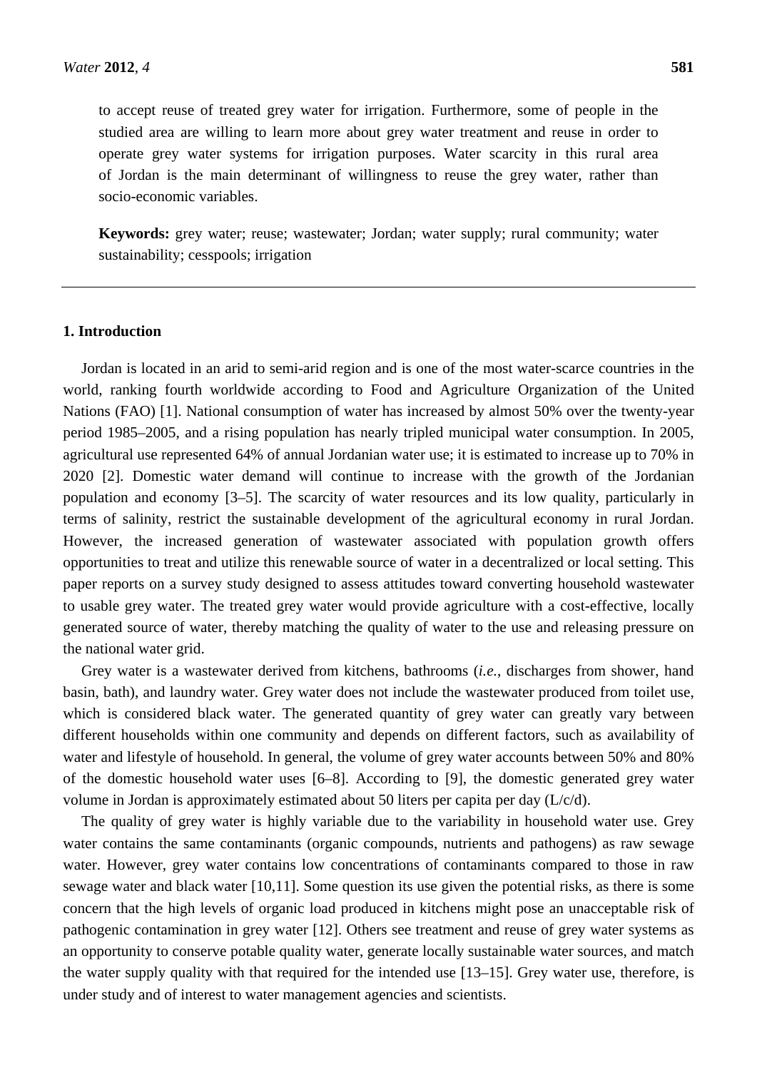to accept reuse of treated grey water for irrigation. Furthermore, some of people in the studied area are willing to learn more about grey water treatment and reuse in order to operate grey water systems for irrigation purposes. Water scarcity in this rural area of Jordan is the main determinant of willingness to reuse the grey water, rather than socio-economic variables.

**Keywords:** grey water; reuse; wastewater; Jordan; water supply; rural community; water sustainability; cesspools; irrigation

## 1. Introduction

Jordan is located in an arid to semi-arid region and is one of the most water-scarce countries in the world, ranking fourth worldwide according to Food and Agriculture Organization of the United Nations (FAO) [1]. National consumption of water has increased by almost 50% over the twenty-year period 1985–2005, and a rising population has nearly tripled municipal water consumption. In 2005, agricultural use represented 64% of annual Jordanian water use; it is estimated to increase up to 70% in 2020 [2]. Domestic water demand will continue to increase with the growth of the Jordanian population and economy [3–5]. The scarcity of water resources and its low quality, particularly in terms of salinity, restrict the sustainable development of the agricultural economy in rural Jordan. However, the increased generation of wastewater associated with population growth offers opportunities to treat and utilize this renewable source of water in a decentralized or local setting. This paper reports on a survey study designed to assess attitudes toward converting household wastewater to usable grey water. The treated grey water would provide agriculture with a cost-effective, locally generated source of water, thereby matching the quality of water to the use and releasing pressure on the national water grid.

Grey water is a wastewater derived from kitchens, bathrooms (*i.e.*, discharges from shower, hand basin, bath), and laundry water. Grey water does not include the wastewater produced from toilet use, which is considered black water. The generated quantity of grey water can greatly vary between different households within one community and depends on different factors, such as availability of water and lifestyle of household. In general, the volume of grey water accounts between 50% and 80% of the domestic household water uses [6–8]. According to [9], the domestic generated grey water volume in Jordan is approximately estimated about 50 liters per capita per day (L/c/d).

The quality of grey water is highly variable due to the variability in household water use. Grey water contains the same contaminants (organic compounds, nutrients and pathogens) as raw sewage water. However, grey water contains low concentrations of contaminants compared to those in raw sewage water and black water [10,11]. Some question its use given the potential risks, as there is some concern that the high levels of organic load produced in kitchens might pose an unacceptable risk of pathogenic contamination in grey water [12]. Others see treatment and reuse of grey water systems as an opportunity to conserve potable quality water, generate locally sustainable water sources, and match the water supply quality with that required for the intended use [13–15]. Grey water use, therefore, is under study and of interest to water management agencies and scientists.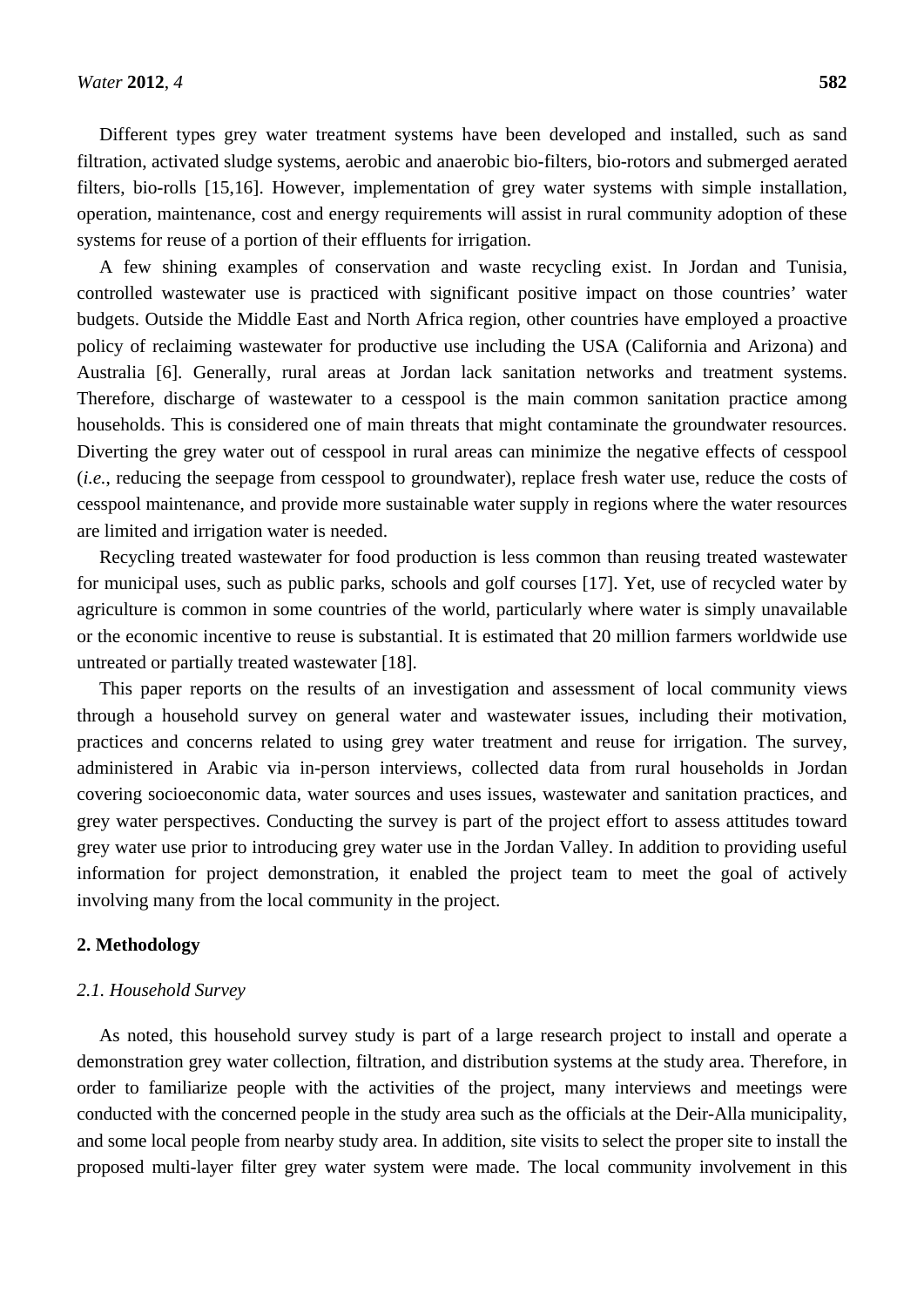Different types grey water treatment systems have been developed and installed, such as sand filtration, activated sludge systems, aerobic and anaerobic bio-filters, bio-rotors and submerged aerated filters, bio-rolls [15,16]. However, implementation of grey water systems with simple installation, operation, maintenance, cost and energy requirements will assist in rural community adoption of these systems for reuse of a portion of their effluents for irrigation.

A few shining examples of conservation and waste recycling exist. In Jordan and Tunisia, controlled wastewater use is practiced with significant positive impact on those countries' water budgets. Outside the Middle East and North Africa region, other countries have employed a proactive policy of reclaiming wastewater for productive use including the USA (California and Arizona) and Australia [6]. Generally, rural areas at Jordan lack sanitation networks and treatment systems. Therefore, discharge of wastewater to a cesspool is the main common sanitation practice among households. This is considered one of main threats that might contaminate the groundwater resources. Diverting the grey water out of cesspool in rural areas can minimize the negative effects of cesspool (*i.e.*, reducing the seepage from cesspool to groundwater), replace fresh water use, reduce the costs of cesspool maintenance, and provide more sustainable water supply in regions where the water resources are limited and irrigation water is needed.

Recycling treated wastewater for food production is less common than reusing treated wastewater for municipal uses, such as public parks, schools and golf courses [17]. Yet, use of recycled water by agriculture is common in some countries of the world, particularly where water is simply unavailable or the economic incentive to reuse is substantial. It is estimated that 20 million farmers worldwide use untreated or partially treated wastewater [18].

This paper reports on the results of an investigation and assessment of local community views through a household survey on general water and wastewater issues, including their motivation, practices and concerns related to using grey water treatment and reuse for irrigation. The survey, administered in Arabic via in-person interviews, collected data from rural households in Jordan covering socioeconomic data, water sources and uses issues, wastewater and sanitation practices, and grey water perspectives. Conducting the survey is part of the project effort to assess attitudes toward grey water use prior to introducing grey water use in the Jordan Valley. In addition to providing useful information for project demonstration, it enabled the project team to meet the goal of actively involving many from the local community in the project.

## 2. Methodology

### *2.1. Household Survey*

As noted, this household survey study is part of a large research project to install and operate a demonstration grey water collection, filtration, and distribution systems at the study area. Therefore, in order to familiarize people with the activities of the project, many interviews and meetings were conducted with the concerned people in the study area such as the officials at the Deir-Alla municipality, and some local people from nearby study area. In addition, site visits to select the proper site to install the proposed multi-layer filter grey water system were made. The local community involvement in this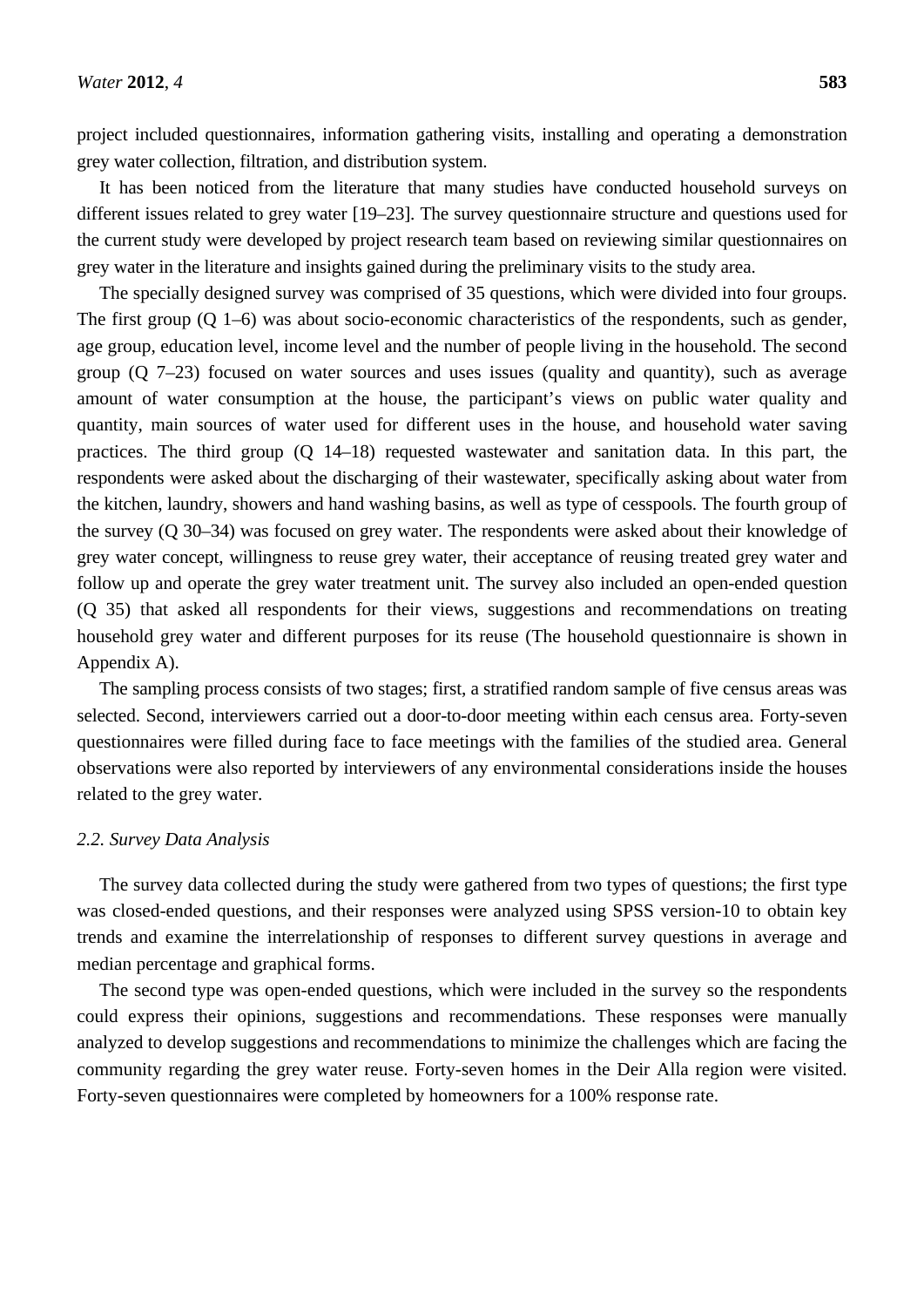project included questionnaires, information gathering visits, installing and operating a demonstration grey water collection, filtration, and distribution system.

It has been noticed from the literature that many studies have conducted household surveys on different issues related to grey water [19–23]. The survey questionnaire structure and questions used for the current study were developed by project research team based on reviewing similar questionnaires on grey water in the literature and insights gained during the preliminary visits to the study area.

The specially designed survey was comprised of 35 questions, which were divided into four groups. The first group (Q 1–6) was about socio-economic characteristics of the respondents, such as gender, age group, education level, income level and the number of people living in the household. The second group (Q 7–23) focused on water sources and uses issues (quality and quantity), such as average amount of water consumption at the house, the participant's views on public water quality and quantity, main sources of water used for different uses in the house, and household water saving practices. The third group (Q 14–18) requested wastewater and sanitation data. In this part, the respondents were asked about the discharging of their wastewater, specifically asking about water from the kitchen, laundry, showers and hand washing basins, as well as type of cesspools. The fourth group of the survey (Q 30–34) was focused on grey water. The respondents were asked about their knowledge of grey water concept, willingness to reuse grey water, their acceptance of reusing treated grey water and follow up and operate the grey water treatment unit. The survey also included an open-ended question (Q 35) that asked all respondents for their views, suggestions and recommendations on treating household grey water and different purposes for its reuse (The household questionnaire is shown in Appendix A).

The sampling process consists of two stages; first, a stratified random sample of five census areas was selected. Second, interviewers carried out a door-to-door meeting within each census area. Forty-seven questionnaires were filled during face to face meetings with the families of the studied area. General observations were also reported by interviewers of any environmental considerations inside the houses related to the grey water.

### *2.2. Survey Data Analysis*

The survey data collected during the study were gathered from two types of questions; the first type was closed-ended questions, and their responses were analyzed using SPSS version-10 to obtain key trends and examine the interrelationship of responses to different survey questions in average and median percentage and graphical forms.

The second type was open-ended questions, which were included in the survey so the respondents could express their opinions, suggestions and recommendations. These responses were manually analyzed to develop suggestions and recommendations to minimize the challenges which are facing the community regarding the grey water reuse. Forty-seven homes in the Deir Alla region were visited. Forty-seven questionnaires were completed by homeowners for a 100% response rate.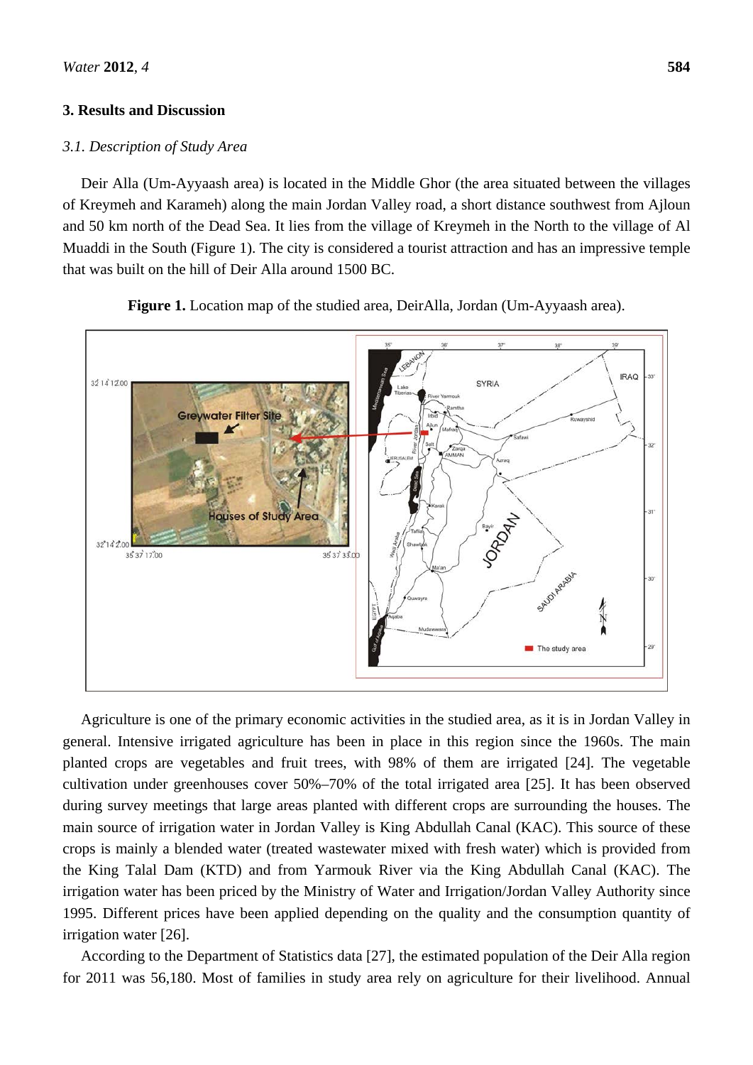## 3. Results and Discussion

### *3.1. Description of Study Area*

Deir Alla (Um-Ayyaash area) is located in the Middle Ghor (the area situated between the villages of Kreymeh and Karameh) along the main Jordan Valley road, a short distance southwest from Ajloun and 50 km north of the Dead Sea. It lies from the village of Kreymeh in the North to the village of Al Muaddi in the South (Figure 1). The city is considered a tourist attraction and has an impressive temple that was built on the hill of Deir Alla around 1500 BC.

**Figure 1.** Location map of the studied area, DeirAlla, Jordan (Um-Ayyaash area).

Agriculture is one of the primary economic activities in the studied area, as it is in Jordan Valley in general. Intensive irrigated agriculture has been in place in this region since the 1960s. The main planted crops are vegetables and fruit trees, with 98% of them are irrigated [24]. The vegetable cultivation under greenhouses cover 50%–70% of the total irrigated area [25]. It has been observed during survey meetings that large areas planted with different crops are surrounding the houses. The main source of irrigation water in Jordan Valley is King Abdullah Canal (KAC). This source of these crops is mainly a blended water (treated wastewater mixed with fresh water) which is provided from the King Talal Dam (KTD) and from Yarmouk River via the King Abdullah Canal (KAC). The irrigation water has been priced by the Ministry of Water and Irrigation/Jordan Valley Authority since 1995. Different prices have been applied depending on the quality and the consumption quantity of irrigation water [26].

According to the Department of Statistics data [27], the estimated population of the Deir Alla region for 2011 was 56,180. Most of families in study area rely on agriculture for their livelihood. Annual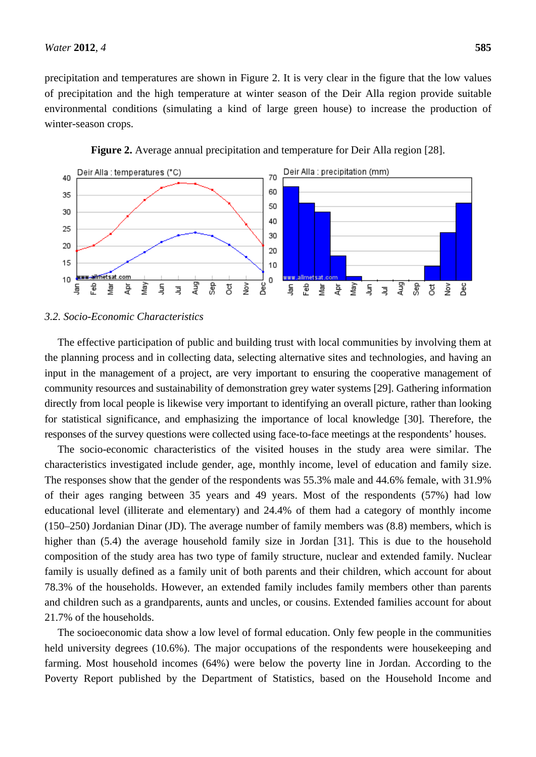precipitation and temperatures are shown in Figure 2. It is very clear in the figure that the low values of precipitation and the high temperature at winter season of the Deir Alla region provide suitable environmental conditions (simulating a kind of large green house) to increase the production of winter-season crops.

**Figure 2.** Average annual precipitation and temperature for Deir Alla region [28].

### 3.2. Socio-Economic Characteristics

The effective participation of public and building trust with local communities by involving them at the planning process and in collecting data, selecting alternative sites and technologies, and having an input in the management of a project, are very important to ensuring the cooperative management of community resources and sustainability of demonstration grey water systems [29]. Gathering information directly from local people is likewise very important to identifying an overall picture, rather than looking for statistical significance, and emphasizing the importance of local knowledge [30]. Therefore, the responses of the survey questions were collected using face-to-face meetings at the respondents' houses.

The socio-economic characteristics of the visited houses in the study area were similar. The characteristics investigated include gender, age, monthly income, level of education and family size. The responses show that the gender of the respondents was 55.3% male and 44.6% female, with 31.9% of their ages ranging between 35 years and 49 years. Most of the respondents (57%) had low educational level (illiterate and elementary) and 24.4% of them had a category of monthly income (150–250) Jordanian Dinar (JD). The average number of family members was (8.8) members, which is higher than (5.4) the average household family size in Jordan [31]. This is due to the household composition of the study area has two type of family structure, nuclear and extended family. Nuclear family is usually defined as a family unit of both parents and their children, which account for about 78.3% of the households. However, an extended family includes family members other than parents and children such as a grandparents, aunts and uncles, or cousins. Extended families account for about 21.7% of the households.

The socioeconomic data show a low level of formal education. Only few people in the communities held university degrees (10.6%). The major occupations of the respondents were housekeeping and farming. Most household incomes (64%) were below the poverty line in Jordan. According to the Poverty Report published by the Department of Statistics, based on the Household Income and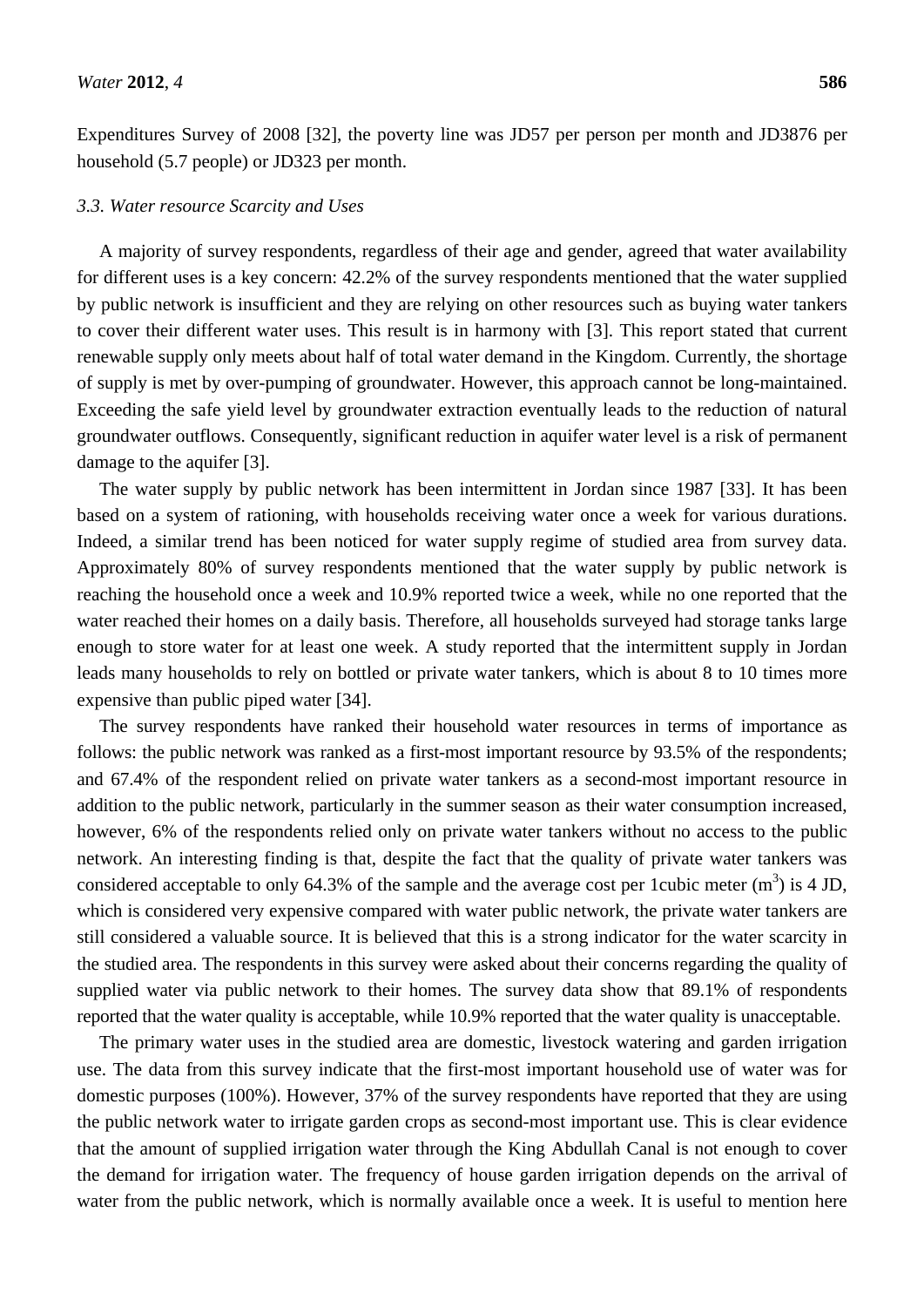Expenditures Survey of 2008 [32], the poverty line was JD57 per person per month and JD3876 per household (5.7 people) or JD323 per month.

### *3.3. Water resource Scarcity and Uses*

A majority of survey respondents, regardless of their age and gender, agreed that water availability for different uses is a key concern: 42.2% of the survey respondents mentioned that the water supplied by public network is insufficient and they are relying on other resources such as buying water tankers to cover their different water uses. This result is in harmony with [3]. This report stated that current renewable supply only meets about half of total water demand in the Kingdom. Currently, the shortage of supply is met by over-pumping of groundwater. However, this approach cannot be long-maintained. Exceeding the safe yield level by groundwater extraction eventually leads to the reduction of natural groundwater outflows. Consequently, significant reduction in aquifer water level is a risk of permanent damage to the aquifer [3].

The water supply by public network has been intermittent in Jordan since 1987 [33]. It has been based on a system of rationing, with households receiving water once a week for various durations. Indeed, a similar trend has been noticed for water supply regime of studied area from survey data. Approximately 80% of survey respondents mentioned that the water supply by public network is reaching the household once a week and 10.9% reported twice a week, while no one reported that the water reached their homes on a daily basis. Therefore, all households surveyed had storage tanks large enough to store water for at least one week. A study reported that the intermittent supply in Jordan leads many households to rely on bottled or private water tankers, which is about 8 to 10 times more expensive than public piped water [34].

The survey respondents have ranked their household water resources in terms of importance as follows: the public network was ranked as a first-most important resource by 93.5% of the respondents; and 67.4% of the respondent relied on private water tankers as a second-most important resource in addition to the public network, particularly in the summer season as their water consumption increased, however, 6% of the respondents relied only on private water tankers without no access to the public network. An interesting finding is that, despite the fact that the quality of private water tankers was considered acceptable to only 64.3% of the sample and the average cost per 1cubic meter ($m^3$) is 4 JD, which is considered very expensive compared with water public network, the private water tankers are still considered a valuable source. It is believed that this is a strong indicator for the water scarcity in the studied area. The respondents in this survey were asked about their concerns regarding the quality of supplied water via public network to their homes. The survey data show that 89.1% of respondents reported that the water quality is acceptable, while 10.9% reported that the water quality is unacceptable.

The primary water uses in the studied area are domestic, livestock watering and garden irrigation use. The data from this survey indicate that the first-most important household use of water was for domestic purposes (100%). However, 37% of the survey respondents have reported that they are using the public network water to irrigate garden crops as second-most important use. This is clear evidence that the amount of supplied irrigation water through the King Abdullah Canal is not enough to cover the demand for irrigation water. The frequency of house garden irrigation depends on the arrival of water from the public network, which is normally available once a week. It is useful to mention here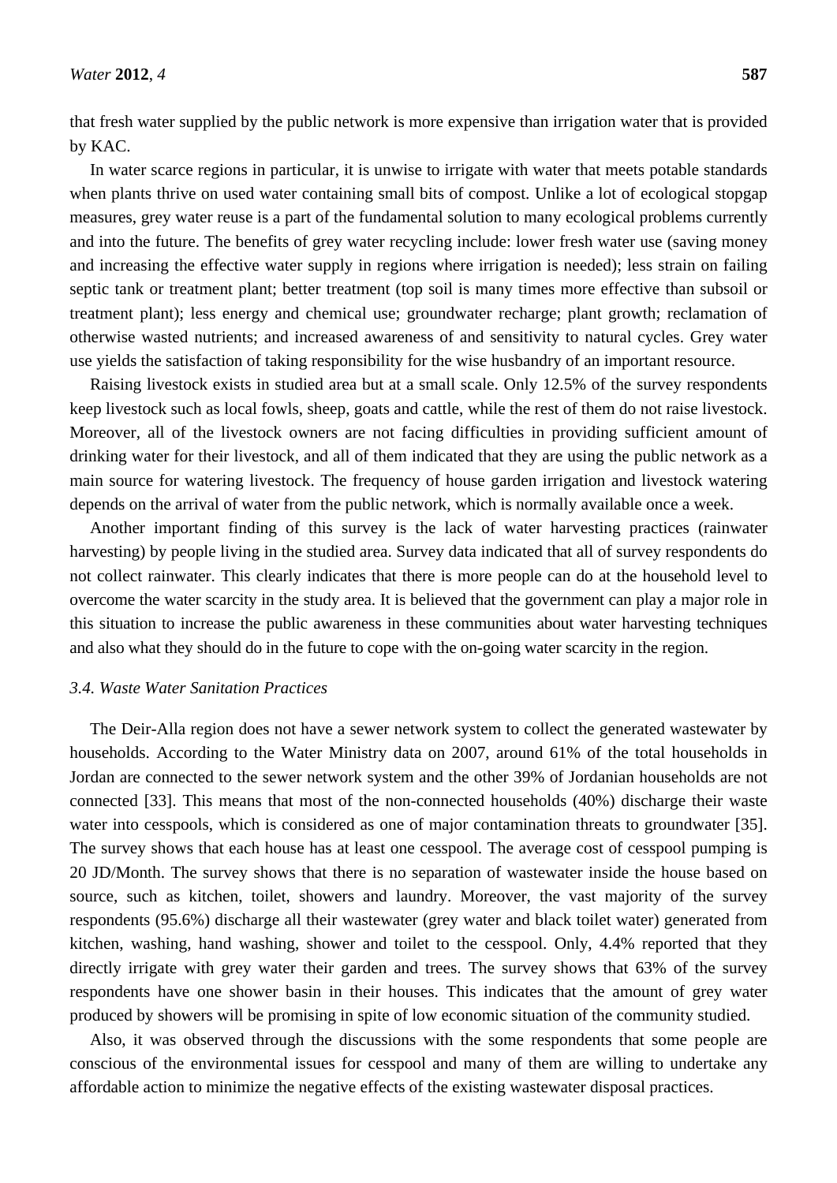that fresh water supplied by the public network is more expensive than irrigation water that is provided by KAC.

In water scarce regions in particular, it is unwise to irrigate with water that meets potable standards when plants thrive on used water containing small bits of compost. Unlike a lot of ecological stopgap measures, grey water reuse is a part of the fundamental solution to many ecological problems currently and into the future. The benefits of grey water recycling include: lower fresh water use (saving money and increasing the effective water supply in regions where irrigation is needed); less strain on failing septic tank or treatment plant; better treatment (top soil is many times more effective than subsoil or treatment plant); less energy and chemical use; groundwater recharge; plant growth; reclamation of otherwise wasted nutrients; and increased awareness of and sensitivity to natural cycles. Grey water use yields the satisfaction of taking responsibility for the wise husbandry of an important resource.

Raising livestock exists in studied area but at a small scale. Only 12.5% of the survey respondents keep livestock such as local fowls, sheep, goats and cattle, while the rest of them do not raise livestock. Moreover, all of the livestock owners are not facing difficulties in providing sufficient amount of drinking water for their livestock, and all of them indicated that they are using the public network as a main source for watering livestock. The frequency of house garden irrigation and livestock watering depends on the arrival of water from the public network, which is normally available once a week.

Another important finding of this survey is the lack of water harvesting practices (rainwater harvesting) by people living in the studied area. Survey data indicated that all of survey respondents do not collect rainwater. This clearly indicates that there is more people can do at the household level to overcome the water scarcity in the study area. It is believed that the government can play a major role in this situation to increase the public awareness in these communities about water harvesting techniques and also what they should do in the future to cope with the on-going water scarcity in the region.

### *3.4. Waste Water Sanitation Practices*

The Deir-Alla region does not have a sewer network system to collect the generated wastewater by households. According to the Water Ministry data on 2007, around 61% of the total households in Jordan are connected to the sewer network system and the other 39% of Jordanian households are not connected [33]. This means that most of the non-connected households (40%) discharge their waste water into cesspools, which is considered as one of major contamination threats to groundwater [35]. The survey shows that each house has at least one cesspool. The average cost of cesspool pumping is 20 JD/Month. The survey shows that there is no separation of wastewater inside the house based on source, such as kitchen, toilet, showers and laundry. Moreover, the vast majority of the survey respondents (95.6%) discharge all their wastewater (grey water and black toilet water) generated from kitchen, washing, hand washing, shower and toilet to the cesspool. Only, 4.4% reported that they directly irrigate with grey water their garden and trees. The survey shows that 63% of the survey respondents have one shower basin in their houses. This indicates that the amount of grey water produced by showers will be promising in spite of low economic situation of the community studied.

Also, it was observed through the discussions with the some respondents that some people are conscious of the environmental issues for cesspool and many of them are willing to undertake any affordable action to minimize the negative effects of the existing wastewater disposal practices.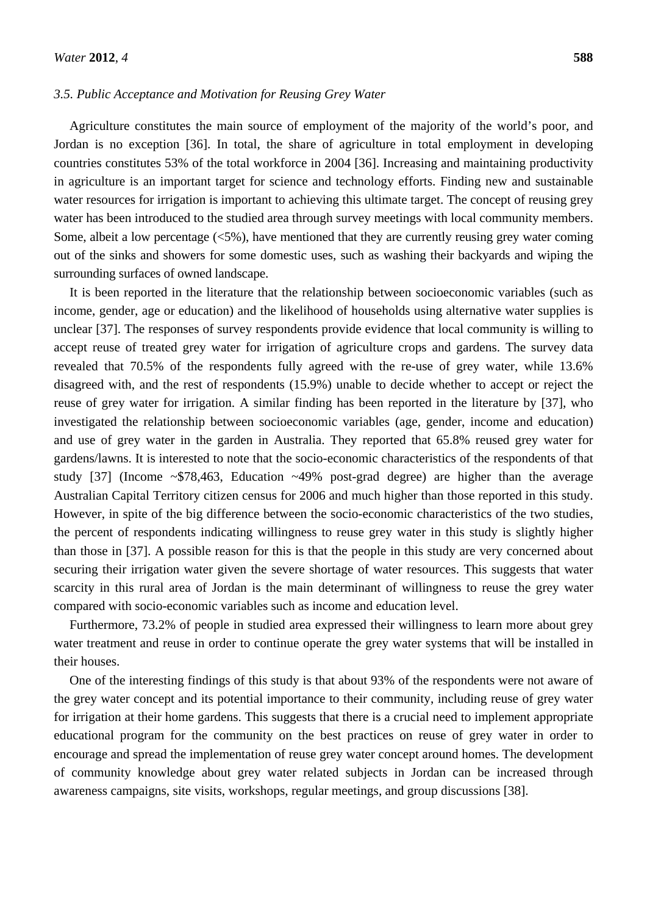### 3.5. Public Acceptance and Motivation for Reusing Grey Water

Agriculture constitutes the main source of employment of the majority of the world's poor, and Jordan is no exception [36]. In total, the share of agriculture in total employment in developing countries constitutes 53% of the total workforce in 2004 [36]. Increasing and maintaining productivity in agriculture is an important target for science and technology efforts. Finding new and sustainable water resources for irrigation is important to achieving this ultimate target. The concept of reusing grey water has been introduced to the studied area through survey meetings with local community members. Some, albeit a low percentage (<5%), have mentioned that they are currently reusing grey water coming out of the sinks and showers for some domestic uses, such as washing their backyards and wiping the surrounding surfaces of owned landscape.

It is been reported in the literature that the relationship between socioeconomic variables (such as income, gender, age or education) and the likelihood of households using alternative water supplies is unclear [37]. The responses of survey respondents provide evidence that local community is willing to accept reuse of treated grey water for irrigation of agriculture crops and gardens. The survey data revealed that 70.5% of the respondents fully agreed with the re-use of grey water, while 13.6% disagreed with, and the rest of respondents (15.9%) unable to decide whether to accept or reject the reuse of grey water for irrigation. A similar finding has been reported in the literature by [37], who investigated the relationship between socioeconomic variables (age, gender, income and education) and use of grey water in the garden in Australia. They reported that 65.8% reused grey water for gardens/lawns. It is interested to note that the socio-economic characteristics of the respondents of that study [37] (Income ~$78,463, Education ~49% post-grad degree) are higher than the average Australian Capital Territory citizen census for 2006 and much higher than those reported in this study. However, in spite of the big difference between the socio-economic characteristics of the two studies, the percent of respondents indicating willingness to reuse grey water in this study is slightly higher than those in [37]. A possible reason for this is that the people in this study are very concerned about securing their irrigation water given the severe shortage of water resources. This suggests that water scarcity in this rural area of Jordan is the main determinant of willingness to reuse the grey water compared with socio-economic variables such as income and education level.

Furthermore, 73.2% of people in studied area expressed their willingness to learn more about grey water treatment and reuse in order to continue operate the grey water systems that will be installed in their houses.

One of the interesting findings of this study is that about 93% of the respondents were not aware of the grey water concept and its potential importance to their community, including reuse of grey water for irrigation at their home gardens. This suggests that there is a crucial need to implement appropriate educational program for the community on the best practices on reuse of grey water in order to encourage and spread the implementation of reuse grey water concept around homes. The development of community knowledge about grey water related subjects in Jordan can be increased through awareness campaigns, site visits, workshops, regular meetings, and group discussions [38].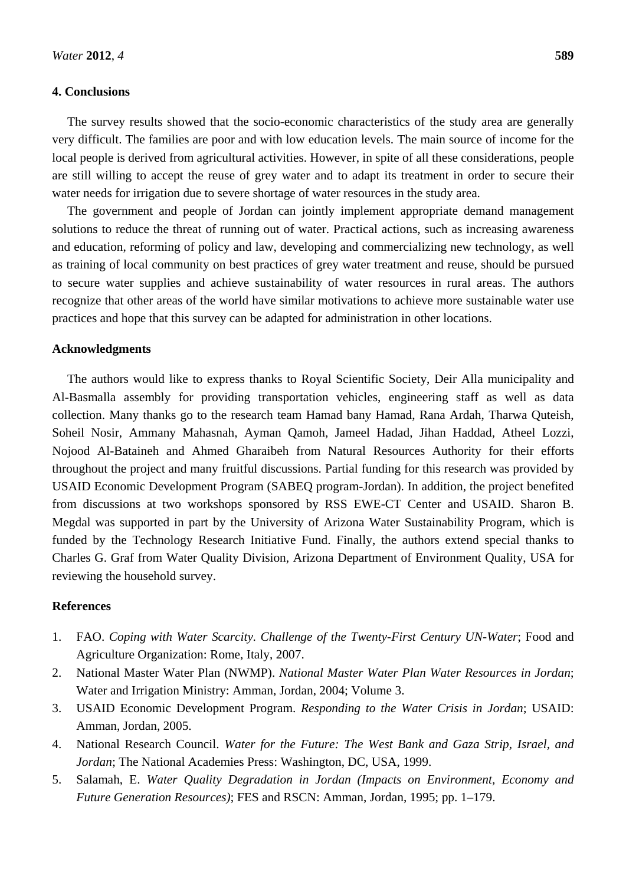## 4. Conclusions

The survey results showed that the socio-economic characteristics of the study area are generally very difficult. The families are poor and with low education levels. The main source of income for the local people is derived from agricultural activities. However, in spite of all these considerations, people are still willing to accept the reuse of grey water and to adapt its treatment in order to secure their water needs for irrigation due to severe shortage of water resources in the study area.

The government and people of Jordan can jointly implement appropriate demand management solutions to reduce the threat of running out of water. Practical actions, such as increasing awareness and education, reforming of policy and law, developing and commercializing new technology, as well as training of local community on best practices of grey water treatment and reuse, should be pursued to secure water supplies and achieve sustainability of water resources in rural areas. The authors recognize that other areas of the world have similar motivations to achieve more sustainable water use practices and hope that this survey can be adapted for administration in other locations.

## Acknowledgments

The authors would like to express thanks to Royal Scientific Society, Deir Alla municipality and Al-Basmalla assembly for providing transportation vehicles, engineering staff as well as data collection. Many thanks go to the research team Hamad bany Hamad, Rana Ardah, Tharwa Quteish, Soheil Nosir, Ammany Mahasnah, Ayman Qamoh, Jameel Hadad, Jihan Haddad, Atheel Lozzi, Nojood Al-Bataineh and Ahmed Gharaibeh from Natural Resources Authority for their efforts throughout the project and many fruitful discussions. Partial funding for this research was provided by USAID Economic Development Program (SABEQ program-Jordan). In addition, the project benefited from discussions at two workshops sponsored by RSS EWE-CT Center and USAID. Sharon B. Megdal was supported in part by the University of Arizona Water Sustainability Program, which is funded by the Technology Research Initiative Fund. Finally, the authors extend special thanks to Charles G. Graf from Water Quality Division, Arizona Department of Environment Quality, USA for reviewing the household survey.

## References

1. FAO. *Coping with Water Scarcity. Challenge of the Twenty-First Century UN-Water*; Food and Agriculture Organization: Rome, Italy, 2007.
2. National Master Water Plan (NWMP). *National Master Water Plan Water Resources in Jordan*; Water and Irrigation Ministry: Amman, Jordan, 2004; Volume 3.
3. USAID Economic Development Program. *Responding to the Water Crisis in Jordan*; USAID: Amman, Jordan, 2005.
4. National Research Council. *Water for the Future: The West Bank and Gaza Strip, Israel, and Jordan*; The National Academies Press: Washington, DC, USA, 1999.
5. Salamah, E. *Water Quality Degradation in Jordan (Impacts on Environment, Economy and Future Generation Resources)*; FES and RSCN: Amman, Jordan, 1995; pp. 1–179.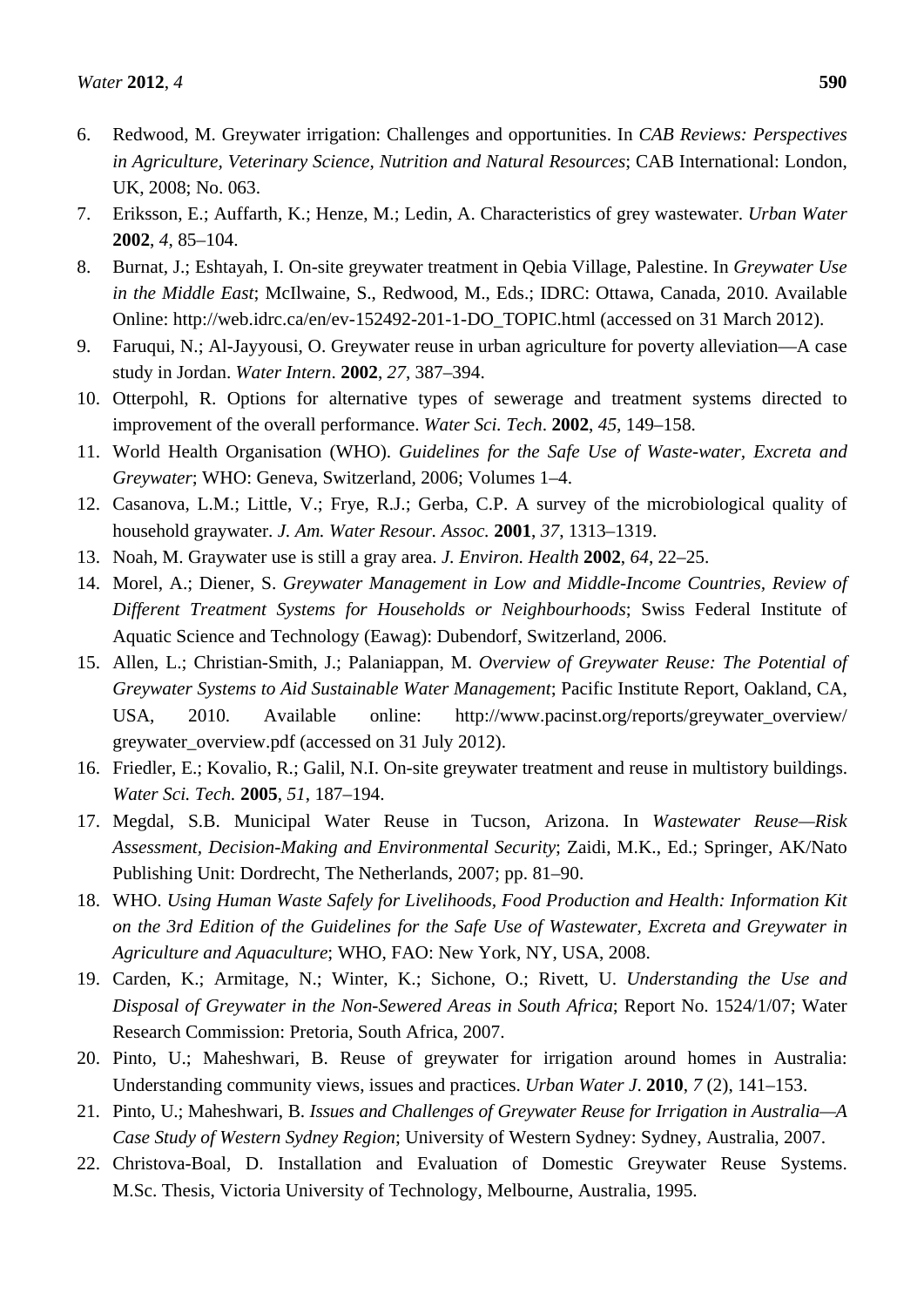6. Redwood, M. Greywater irrigation: Challenges and opportunities. In *CAB Reviews: Perspectives in Agriculture, Veterinary Science, Nutrition and Natural Resources*; CAB International: London, UK, 2008; No. 063.
7. Eriksson, E.; Auffarth, K.; Henze, M.; Ledin, A. Characteristics of grey wastewater. *Urban Water* **2002**, *4*, 85–104.
8. Burnat, J.; Eshtayah, I. On-site greywater treatment in Qebia Village, Palestine. In *Greywater Use in the Middle East*; McIlwaine, S., Redwood, M., Eds.; IDRC: Ottawa, Canada, 2010. Available Online: http://web.idrc.ca/en/ev-152492-201-1-DO_TOPIC.html (accessed on 31 March 2012).
9. Faruqui, N.; Al-Jayyousi, O. Greywater reuse in urban agriculture for poverty alleviation—A case study in Jordan. *Water Intern*. **2002**, *27*, 387–394.
10. Otterpohl, R. Options for alternative types of sewerage and treatment systems directed to improvement of the overall performance. *Water Sci. Tech*. **2002**, *45*, 149–158.
11. World Health Organisation (WHO). *Guidelines for the Safe Use of Waste-water, Excreta and Greywater*; WHO: Geneva, Switzerland, 2006; Volumes 1–4.
12. Casanova, L.M.; Little, V.; Frye, R.J.; Gerba, C.P. A survey of the microbiological quality of household graywater. *J. Am. Water Resour. Assoc.* **2001**, *37*, 1313–1319.
13. Noah, M. Graywater use is still a gray area. *J. Environ. Health* **2002**, *64*, 22–25.
14. Morel, A.; Diener, S. *Greywater Management in Low and Middle-Income Countries, Review of Different Treatment Systems for Households or Neighbourhoods*; Swiss Federal Institute of Aquatic Science and Technology (Eawag): Dubendorf, Switzerland, 2006.
15. Allen, L.; Christian-Smith, J.; Palaniappan, M. *Overview of Greywater Reuse: The Potential of Greywater Systems to Aid Sustainable Water Management*; Pacific Institute Report, Oakland, CA, USA, 2010. Available online: http://www.pacinst.org/reports/greywater_overview/greywater_overview.pdf (accessed on 31 July 2012).
16. Friedler, E.; Kovalio, R.; Galil, N.I. On-site greywater treatment and reuse in multistory buildings. *Water Sci. Tech.* **2005**, *51*, 187–194.
17. Megdal, S.B. Municipal Water Reuse in Tucson, Arizona. In *Wastewater Reuse—Risk Assessment, Decision-Making and Environmental Security*; Zaidi, M.K., Ed.; Springer, AK/Nato Publishing Unit: Dordrecht, The Netherlands, 2007; pp. 81–90.
18. WHO. *Using Human Waste Safely for Livelihoods, Food Production and Health: Information Kit on the 3rd Edition of the Guidelines for the Safe Use of Wastewater, Excreta and Greywater in Agriculture and Aquaculture*; WHO, FAO: New York, NY, USA, 2008.
19. Carden, K.; Armitage, N.; Winter, K.; Sichone, O.; Rivett, U. *Understanding the Use and Disposal of Greywater in the Non-Sewered Areas in South Africa*; Report No. 1524/1/07; Water Research Commission: Pretoria, South Africa, 2007.
20. Pinto, U.; Maheshwari, B. Reuse of greywater for irrigation around homes in Australia: Understanding community views, issues and practices. *Urban Water J*. **2010**, *7* (2), 141–153.
21. Pinto, U.; Maheshwari, B. *Issues and Challenges of Greywater Reuse for Irrigation in Australia—A Case Study of Western Sydney Region*; University of Western Sydney: Sydney, Australia, 2007.
22. Christova-Boal, D. Installation and Evaluation of Domestic Greywater Reuse Systems. M.Sc. Thesis, Victoria University of Technology, Melbourne, Australia, 1995.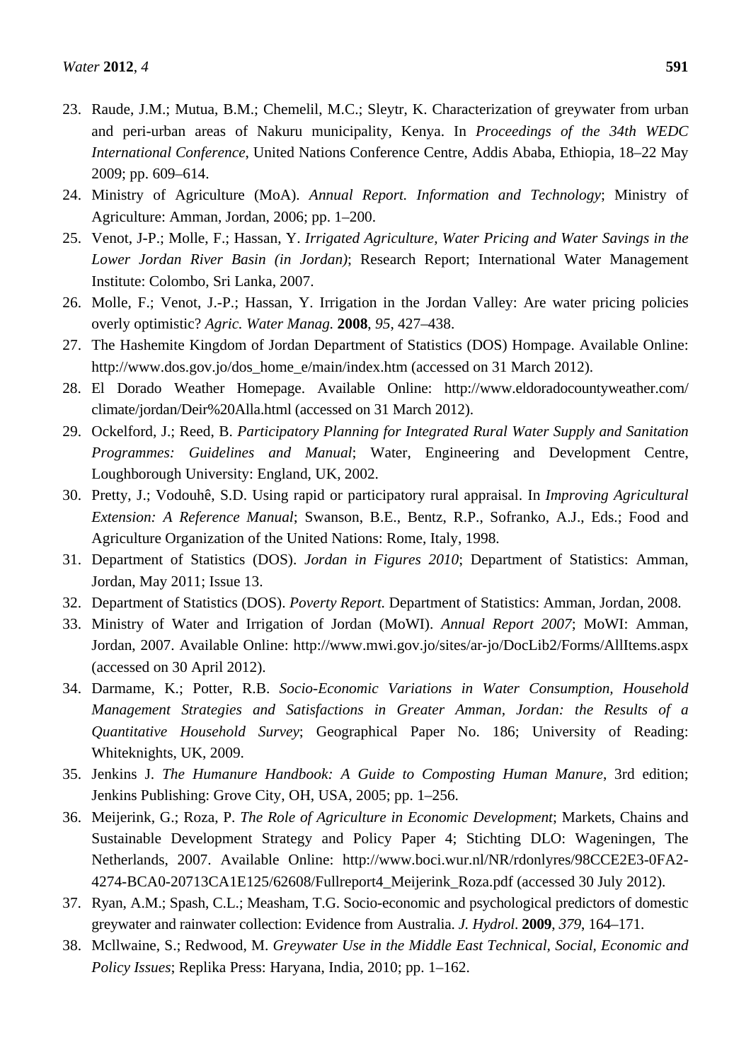23. Raude, J.M.; Mutua, B.M.; Chemelil, M.C.; Sleytr, K. Characterization of greywater from urban and peri-urban areas of Nakuru municipality, Kenya. In *Proceedings of the 34th WEDC International Conference*, United Nations Conference Centre, Addis Ababa, Ethiopia, 18–22 May 2009; pp. 609–614.
24. Ministry of Agriculture (MoA). *Annual Report. Information and Technology*; Ministry of Agriculture: Amman, Jordan, 2006; pp. 1–200.
25. Venot, J-P.; Molle, F.; Hassan, Y. *Irrigated Agriculture, Water Pricing and Water Savings in the Lower Jordan River Basin (in Jordan)*; Research Report; International Water Management Institute: Colombo, Sri Lanka, 2007.
26. Molle, F.; Venot, J.-P.; Hassan, Y. Irrigation in the Jordan Valley: Are water pricing policies overly optimistic? *Agric. Water Manag.* **2008**, *95*, 427–438.
27. The Hashemite Kingdom of Jordan Department of Statistics (DOS) Hompage. Available Online: http://www.dos.gov.jo/dos_home_e/main/index.htm (accessed on 31 March 2012).
28. El Dorado Weather Homepage. Available Online: http://www.eldoradocountyweather.com/climate/jordan/Deir%20Alla.html (accessed on 31 March 2012).
29. Ockelford, J.; Reed, B. *Participatory Planning for Integrated Rural Water Supply and Sanitation Programmes: Guidelines and Manual*; Water, Engineering and Development Centre, Loughborough University: England, UK, 2002.
30. Pretty, J.; Vodouhê, S.D. Using rapid or participatory rural appraisal. In *Improving Agricultural Extension: A Reference Manual*; Swanson, B.E., Bentz, R.P., Sofranko, A.J., Eds.; Food and Agriculture Organization of the United Nations: Rome, Italy, 1998.
31. Department of Statistics (DOS). *Jordan in Figures 2010*; Department of Statistics: Amman, Jordan, May 2011; Issue 13.
32. Department of Statistics (DOS). *Poverty Report*. Department of Statistics: Amman, Jordan, 2008.
33. Ministry of Water and Irrigation of Jordan (MoWI). *Annual Report 2007*; MoWI: Amman, Jordan, 2007. Available Online: http://www.mwi.gov.jo/sites/ar-jo/DocLib2/Forms/AllItems.aspx (accessed on 30 April 2012).
34. Darmame, K.; Potter, R.B. *Socio-Economic Variations in Water Consumption, Household Management Strategies and Satisfactions in Greater Amman, Jordan: the Results of a Quantitative Household Survey*; Geographical Paper No. 186; University of Reading: Whiteknights, UK, 2009.
35. Jenkins J. *The Humanure Handbook: A Guide to Composting Human Manure*, 3rd edition; Jenkins Publishing: Grove City, OH, USA, 2005; pp. 1–256.
36. Meijerink, G.; Roza, P. *The Role of Agriculture in Economic Development*; Markets, Chains and Sustainable Development Strategy and Policy Paper 4; Stichting DLO: Wageningen, The Netherlands, 2007. Available Online: http://www.boci.wur.nl/NR/rdonlyres/98CCE2E3-0FA2-4274-BCA0-20713CA1E125/62608/Fullreport4_Meijerink_Roza.pdf (accessed 30 July 2012).
37. Ryan, A.M.; Spash, C.L.; Measham, T.G. Socio-economic and psychological predictors of domestic greywater and rainwater collection: Evidence from Australia. *J. Hydrol.* **2009**, *379*, 164–171.
38. Mcllwaine, S.; Redwood, M. *Greywater Use in the Middle East Technical, Social, Economic and Policy Issues*; Replika Press: Haryana, India, 2010; pp. 1–162.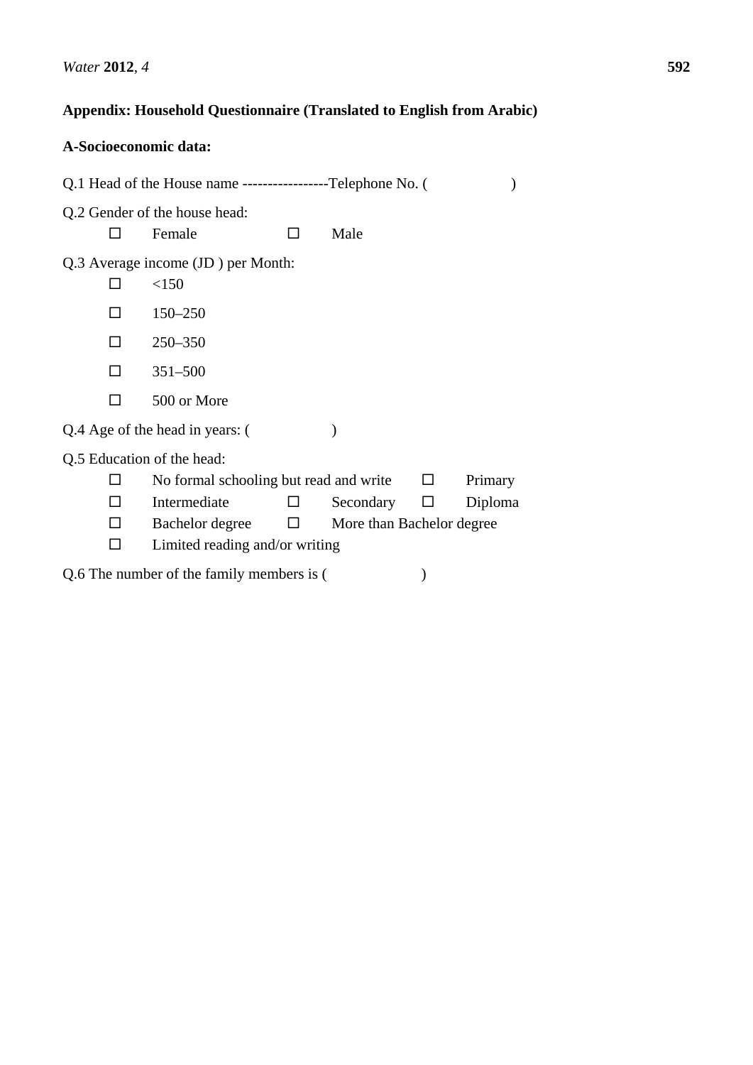**Appendix: Household Questionnaire (Translated to English from Arabic)**

**A-Socioeconomic data:**

Q.1 Head of the House name -----------------Telephone No. (                    )

Q.2 Gender of the house head:

☐ Female ☐ Male

Q.3 Average income (JD ) per Month:

☐ <150

☐ 150–250

☐ 250–350

☐ 351–500

☐ 500 or More

Q.4 Age of the head in years: (                    )

Q.5 Education of the head:

☐ No formal schooling but read and write ☐ Primary

☐ Intermediate ☐ Secondary ☐ Diploma

☐ Bachelor degree ☐ More than Bachelor degree

☐ Limited reading and/or writing

Q.6 The number of the family members is (                    )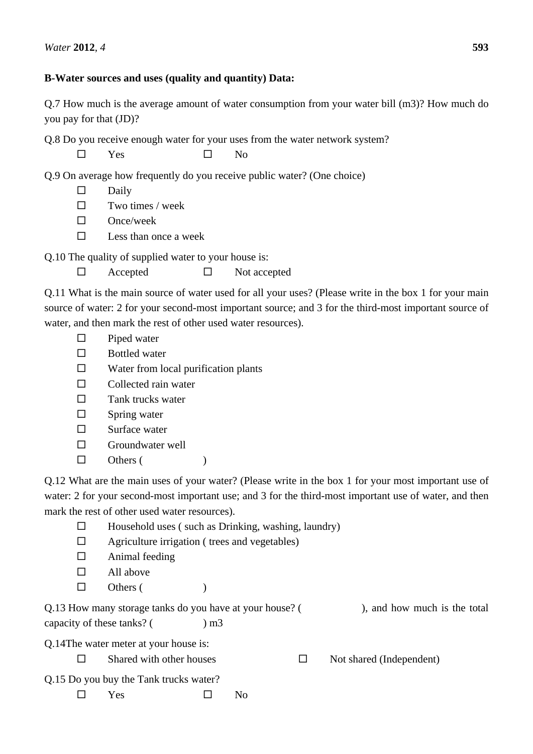**B-Water sources and uses (quality and quantity) Data:**

Q.7 How much is the average amount of water consumption from your water bill (m3)? How much do you pay for that (JD)?

Q.8 Do you receive enough water for your uses from the water network system?

☐ Yes ☐ No

Q.9 On average how frequently do you receive public water? (One choice)

☐ Daily
☐ Two times / week
☐ Once/week
☐ Less than once a week

Q.10 The quality of supplied water to your house is:

☐ Accepted ☐ Not accepted

Q.11 What is the main source of water used for all your uses? (Please write in the box 1 for your main source of water: 2 for your second-most important source; and 3 for the third-most important source of water, and then mark the rest of other used water resources).

☐ Piped water
☐ Bottled water
☐ Water from local purification plants
☐ Collected rain water
☐ Tank trucks water
☐ Spring water
☐ Surface water
☐ Groundwater well
☐ Others ( )

Q.12 What are the main uses of your water? (Please write in the box 1 for your most important use of water: 2 for your second-most important use; and 3 for the third-most important use of water, and then mark the rest of other used water resources).

☐ Household uses ( such as Drinking, washing, laundry)
☐ Agriculture irrigation ( trees and vegetables)
☐ Animal feeding
☐ All above
☐ Others ( )

Q.13 How many storage tanks do you have at your house? ( ), and how much is the total capacity of these tanks? ( ) m3

Q.14The water meter at your house is:

☐ Shared with other houses ☐ Not shared (Independent)

Q.15 Do you buy the Tank trucks water?

☐ Yes ☐ No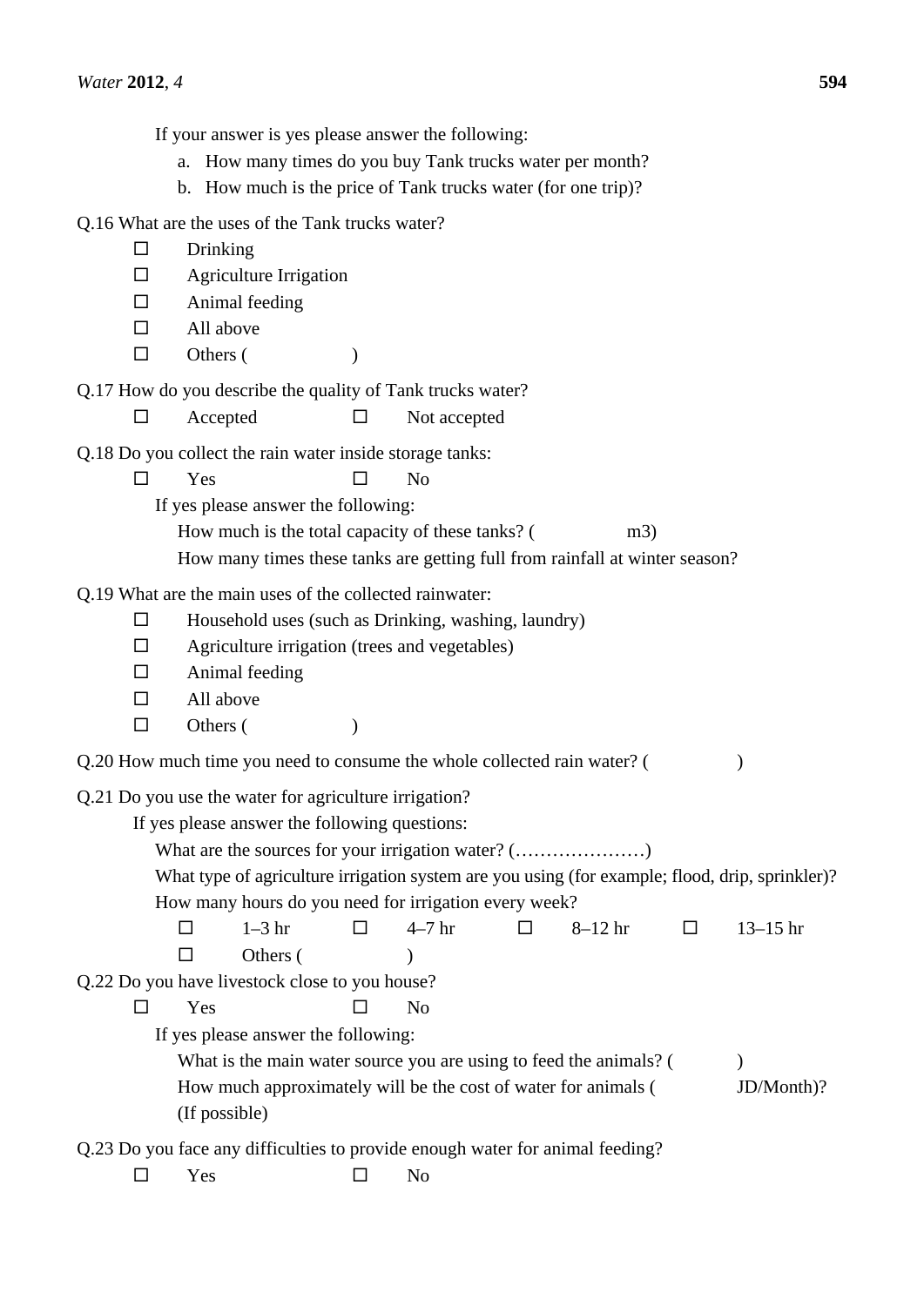If your answer is yes please answer the following:

a. How many times do you buy Tank trucks water per month?
b. How much is the price of Tank trucks water (for one trip)?

Q.16 What are the uses of the Tank trucks water?

- ☐ Drinking
- ☐ Agriculture Irrigation
- ☐ Animal feeding
- ☐ All above
- ☐ Others ( )

Q.17 How do you describe the quality of Tank trucks water?

☐ Accepted ☐ Not accepted

Q.18 Do you collect the rain water inside storage tanks:

☐ Yes ☐ No

If yes please answer the following:

How much is the total capacity of these tanks? ( m3)

How many times these tanks are getting full from rainfall at winter season?

Q.19 What are the main uses of the collected rainwater:

- ☐ Household uses (such as Drinking, washing, laundry)
- ☐ Agriculture irrigation (trees and vegetables)
- ☐ Animal feeding
- ☐ All above
- ☐ Others ( )

Q.20 How much time you need to consume the whole collected rain water? ( )

Q.21 Do you use the water for agriculture irrigation?

If yes please answer the following questions:

What are the sources for your irrigation water? (…………………)

What type of agriculture irrigation system are you using (for example; flood, drip, sprinkler)?

How many hours do you need for irrigation every week?

☐ 1–3 hr ☐ 4–7 hr ☐ 8–12 hr ☐ 13–15 hr

☐ Others ( )

Q.22 Do you have livestock close to you house?

☐ Yes ☐ No

If yes please answer the following:

What is the main water source you are using to feed the animals? ( )

How much approximately will be the cost of water for animals ( JD/Month)? (If possible)

Q.23 Do you face any difficulties to provide enough water for animal feeding?

☐ Yes ☐ No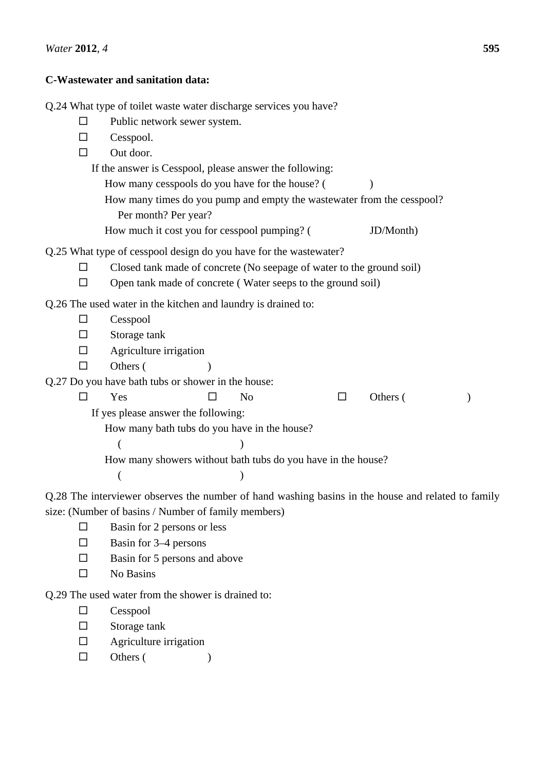**C-Wastewater and sanitation data:**

Q.24 What type of toilet waste water discharge services you have?

- ☐ Public network sewer system.
- ☐ Cesspool.
- ☐ Out door.

If the answer is Cesspool, please answer the following:

How many cesspools do you have for the house? (                )

How many times do you pump and empty the wastewater from the cesspool? Per month? Per year?

How much it cost you for cesspool pumping? (                JD/Month)

Q.25 What type of cesspool design do you have for the wastewater?

- ☐ Closed tank made of concrete (No seepage of water to the ground soil)
- ☐ Open tank made of concrete ( Water seeps to the ground soil)

Q.26 The used water in the kitchen and laundry is drained to:

- ☐ Cesspool
- ☐ Storage tank
- ☐ Agriculture irrigation
- ☐ Others (                )

Q.27 Do you have bath tubs or shower in the house:

☐ Yes    ☐ No    ☐ Others (                )

If yes please answer the following:

How many bath tubs do you have in the house?

(                )

How many showers without bath tubs do you have in the house?

(                )

Q.28 The interviewer observes the number of hand washing basins in the house and related to family size: (Number of basins / Number of family members)

- ☐ Basin for 2 persons or less
- ☐ Basin for 3–4 persons
- ☐ Basin for 5 persons and above
- ☐ No Basins

Q.29 The used water from the shower is drained to:

- ☐ Cesspool
- ☐ Storage tank
- ☐ Agriculture irrigation
- ☐ Others (                )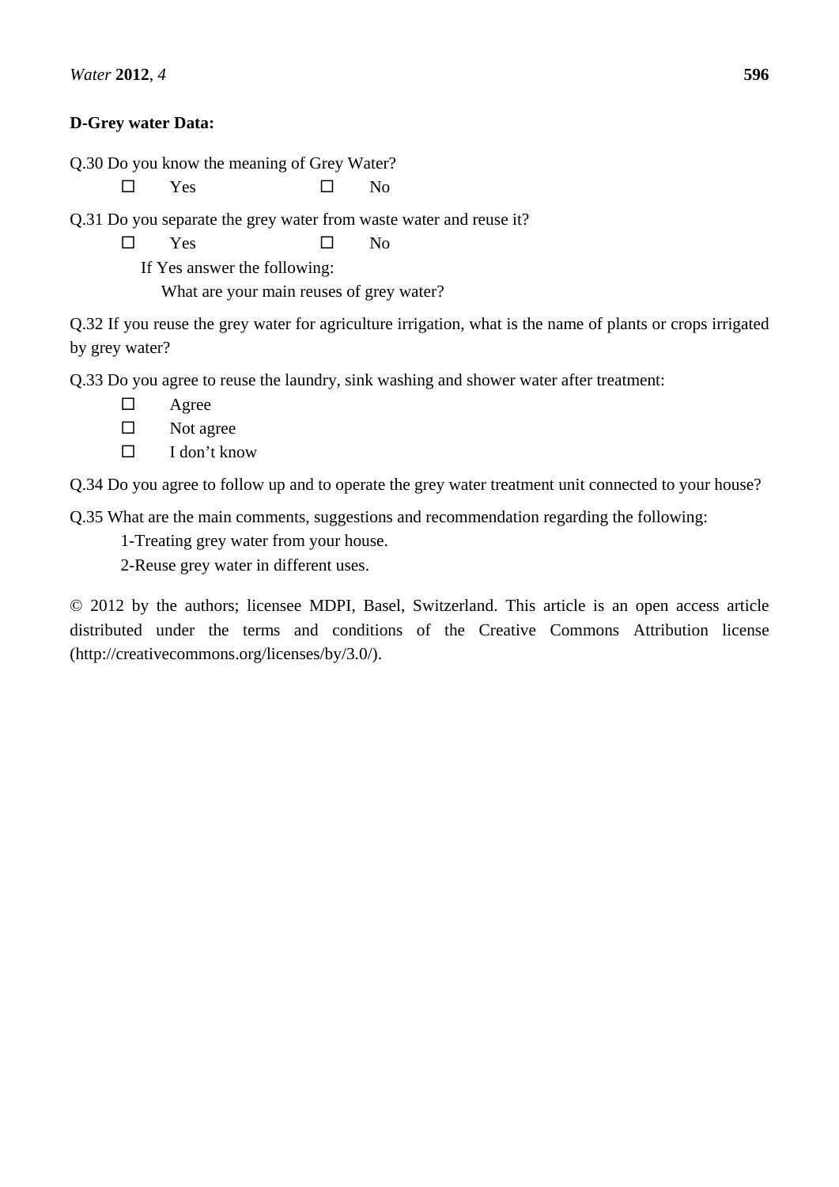**D-Grey water Data:**

Q.30 Do you know the meaning of Grey Water?

☐ Yes ☐ No

Q.31 Do you separate the grey water from waste water and reuse it?

☐ Yes ☐ No

If Yes answer the following:

What are your main reuses of grey water?

Q.32 If you reuse the grey water for agriculture irrigation, what is the name of plants or crops irrigated by grey water?

Q.33 Do you agree to reuse the laundry, sink washing and shower water after treatment:

☐ Agree

☐ Not agree

☐ I don't know

Q.34 Do you agree to follow up and to operate the grey water treatment unit connected to your house?

Q.35 What are the main comments, suggestions and recommendation regarding the following:

1-Treating grey water from your house.

2-Reuse grey water in different uses.

© 2012 by the authors; licensee MDPI, Basel, Switzerland. This article is an open access article distributed under the terms and conditions of the Creative Commons Attribution license (http://creativecommons.org/licenses/by/3.0/).